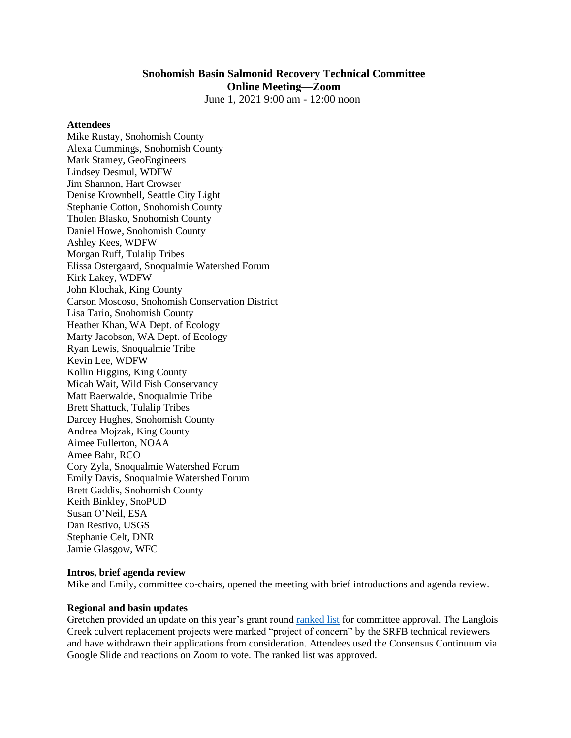# Snohomish Basin Salmonid Recovery Technical Committee
## Online Meeting—Zoom

June 1, 2021 9:00 am - 12:00 noon

**Attendees**

Mike Rustay, Snohomish County
Alexa Cummings, Snohomish County
Mark Stamey, GeoEngineers
Lindsey Desmul, WDFW
Jim Shannon, Hart Crowser
Denise Krownbell, Seattle City Light
Stephanie Cotton, Snohomish County
Tholen Blasko, Snohomish County
Daniel Howe, Snohomish County
Ashley Kees, WDFW
Morgan Ruff, Tulalip Tribes
Elissa Ostergaard, Snoqualmie Watershed Forum
Kirk Lakey, WDFW
John Klochak, King County
Carson Moscoso, Snohomish Conservation District
Lisa Tario, Snohomish County
Heather Khan, WA Dept. of Ecology
Marty Jacobson, WA Dept. of Ecology
Ryan Lewis, Snoqualmie Tribe
Kevin Lee, WDFW
Kollin Higgins, King County
Micah Wait, Wild Fish Conservancy
Matt Baerwalde, Snoqualmie Tribe
Brett Shattuck, Tulalip Tribes
Darcey Hughes, Snohomish County
Andrea Mojzak, King County
Aimee Fullerton, NOAA
Amee Bahr, RCO
Cory Zyla, Snoqualmie Watershed Forum
Emily Davis, Snoqualmie Watershed Forum
Brett Gaddis, Snohomish County
Keith Binkley, SnoPUD
Susan O'Neil, ESA
Dan Restivo, USGS
Stephanie Celt, DNR
Jamie Glasgow, WFC

**Intros, brief agenda review**

Mike and Emily, committee co-chairs, opened the meeting with brief introductions and agenda review.

**Regional and basin updates**

Gretchen provided an update on this year's grant round ranked list for committee approval. The Langlois Creek culvert replacement projects were marked "project of concern" by the SRFB technical reviewers and have withdrawn their applications from consideration. Attendees used the Consensus Continuum via Google Slide and reactions on Zoom to vote. The ranked list was approved.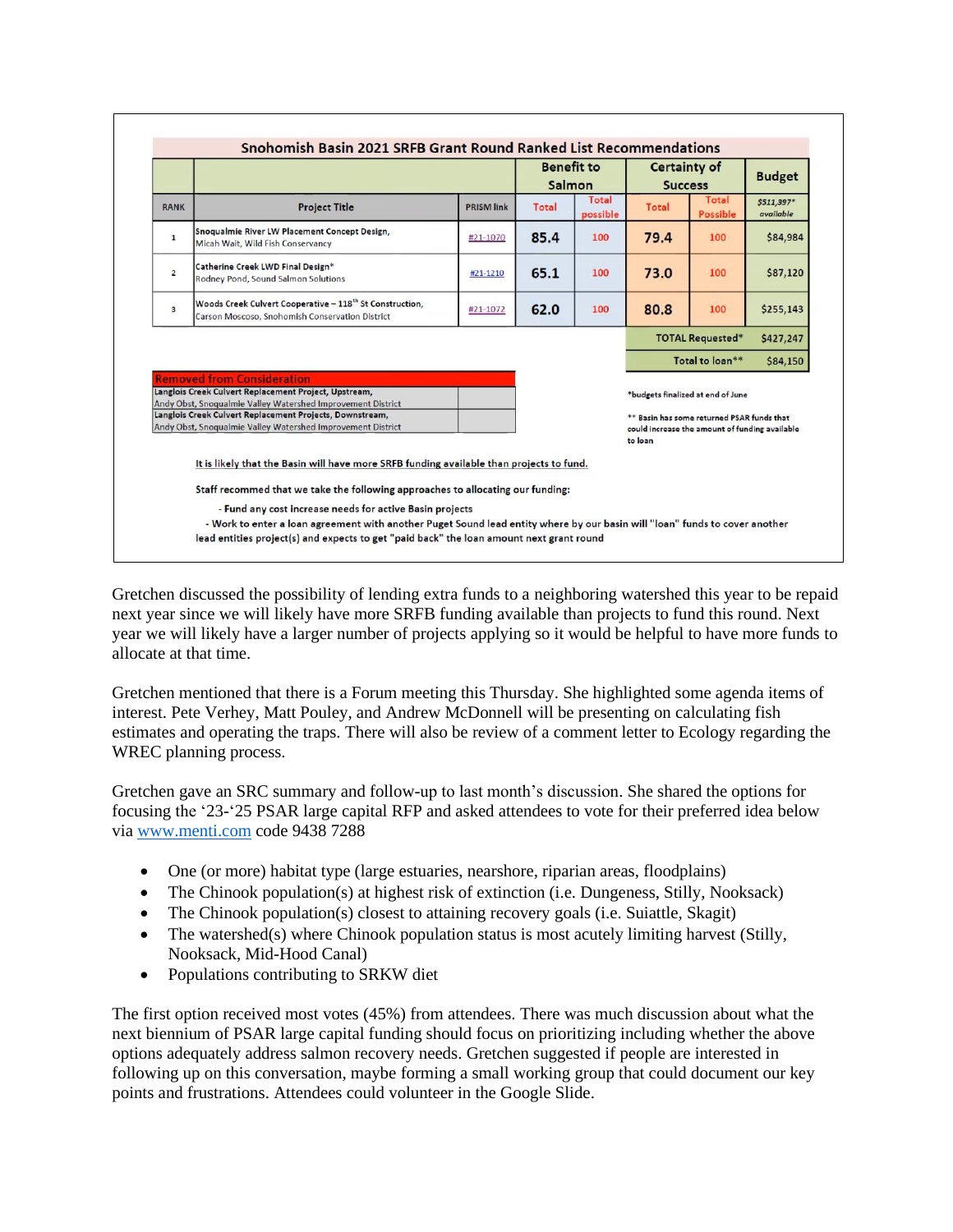**Snohomish Basin 2021 SRFB Grant Round Ranked List Recommendations**

| | | | Benefit to Salmon | | Certainty of Success | | Budget |
|---|---|---|---|---|---|---|---|
| RANK | Project Title | PRISM link | Total | Total possible | Total | Total Possible | *$511,397* available* |
| 1 | Snoqualmie River LW Placement Concept Design, Micah Wait, Wild Fish Conservancy | #21-1070 | 85.4 | 100 | 79.4 | 100 | $84,984 |
| 2 | Catherine Creek LWD Final Design* Rodney Pond, Sound Salmon Solutions | #21-1210 | 65.1 | 100 | 73.0 | 100 | $87,120 |
| 3 | Woods Creek Culvert Cooperative – 118th St Construction, Carson Moscoso, Snohomish Conservation District | #21-1072 | 62.0 | 100 | 80.8 | 100 | $255,143 |
| | | | | | TOTAL Requested* | | $427,247 |
| | | | | | Total to loan** | | $84,150 |

| Removed from Consideration | |
|---|---|
| Langlois Creek Culvert Replacement Project, Upstream, Andy Obst, Snoqualmie Valley Watershed Improvement District | |
| Langlois Creek Culvert Replacement Projects, Downstream, Andy Obst, Snoqualmie Valley Watershed Improvement District | |

*budgets finalized at end of June

** Basin has some returned PSAR funds that could increase the amount of funding available to loan

It is likely that the Basin will have more SRFB funding available than projects to fund.

Staff recommend that we take the following approaches to allocating our funding:

- Fund any cost increase needs for active Basin projects
- Work to enter a loan agreement with another Puget Sound lead entity where by our basin will "loan" funds to cover another lead entities project(s) and expects to get "paid back" the loan amount next grant round

Gretchen discussed the possibility of lending extra funds to a neighboring watershed this year to be repaid next year since we will likely have more SRFB funding available than projects to fund this round. Next year we will likely have a larger number of projects applying so it would be helpful to have more funds to allocate at that time.

Gretchen mentioned that there is a Forum meeting this Thursday. She highlighted some agenda items of interest. Pete Verhey, Matt Pouley, and Andrew McDonnell will be presenting on calculating fish estimates and operating the traps. There will also be review of a comment letter to Ecology regarding the WREC planning process.

Gretchen gave an SRC summary and follow-up to last month's discussion. She shared the options for focusing the '23-'25 PSAR large capital RFP and asked attendees to vote for their preferred idea below via www.menti.com code 9438 7288

- One (or more) habitat type (large estuaries, nearshore, riparian areas, floodplains)
- The Chinook population(s) at highest risk of extinction (i.e. Dungeness, Stilly, Nooksack)
- The Chinook population(s) closest to attaining recovery goals (i.e. Suiattle, Skagit)
- The watershed(s) where Chinook population status is most acutely limiting harvest (Stilly, Nooksack, Mid-Hood Canal)
- Populations contributing to SRKW diet

The first option received most votes (45%) from attendees. There was much discussion about what the next biennium of PSAR large capital funding should focus on prioritizing including whether the above options adequately address salmon recovery needs. Gretchen suggested if people are interested in following up on this conversation, maybe forming a small working group that could document our key points and frustrations. Attendees could volunteer in the Google Slide.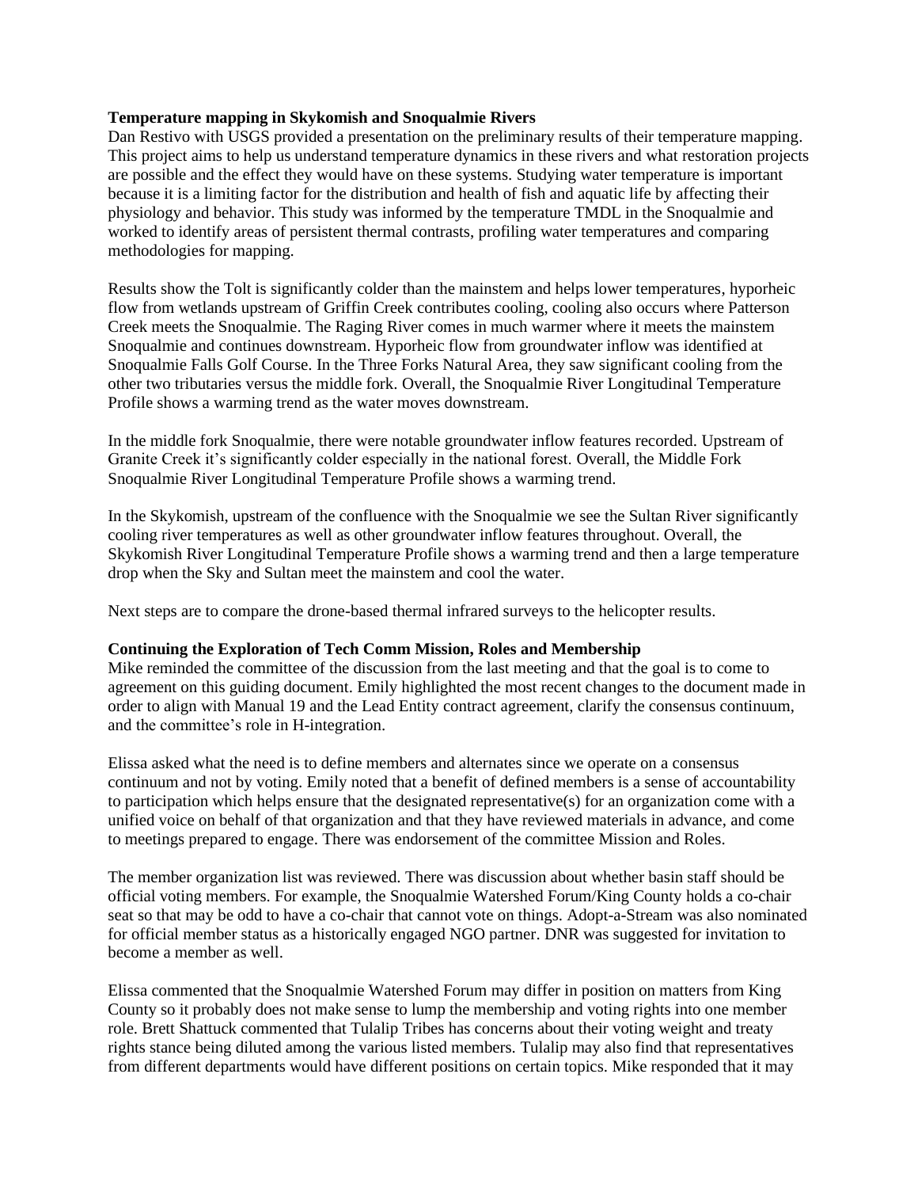**Temperature mapping in Skykomish and Snoqualmie Rivers**
Dan Restivo with USGS provided a presentation on the preliminary results of their temperature mapping. This project aims to help us understand temperature dynamics in these rivers and what restoration projects are possible and the effect they would have on these systems. Studying water temperature is important because it is a limiting factor for the distribution and health of fish and aquatic life by affecting their physiology and behavior. This study was informed by the temperature TMDL in the Snoqualmie and worked to identify areas of persistent thermal contrasts, profiling water temperatures and comparing methodologies for mapping.

Results show the Tolt is significantly colder than the mainstem and helps lower temperatures, hyporheic flow from wetlands upstream of Griffin Creek contributes cooling, cooling also occurs where Patterson Creek meets the Snoqualmie. The Raging River comes in much warmer where it meets the mainstem Snoqualmie and continues downstream. Hyporheic flow from groundwater inflow was identified at Snoqualmie Falls Golf Course. In the Three Forks Natural Area, they saw significant cooling from the other two tributaries versus the middle fork. Overall, the Snoqualmie River Longitudinal Temperature Profile shows a warming trend as the water moves downstream.

In the middle fork Snoqualmie, there were notable groundwater inflow features recorded. Upstream of Granite Creek it's significantly colder especially in the national forest. Overall, the Middle Fork Snoqualmie River Longitudinal Temperature Profile shows a warming trend.

In the Skykomish, upstream of the confluence with the Snoqualmie we see the Sultan River significantly cooling river temperatures as well as other groundwater inflow features throughout. Overall, the Skykomish River Longitudinal Temperature Profile shows a warming trend and then a large temperature drop when the Sky and Sultan meet the mainstem and cool the water.

Next steps are to compare the drone-based thermal infrared surveys to the helicopter results.

**Continuing the Exploration of Tech Comm Mission, Roles and Membership**
Mike reminded the committee of the discussion from the last meeting and that the goal is to come to agreement on this guiding document. Emily highlighted the most recent changes to the document made in order to align with Manual 19 and the Lead Entity contract agreement, clarify the consensus continuum, and the committee's role in H-integration.

Elissa asked what the need is to define members and alternates since we operate on a consensus continuum and not by voting. Emily noted that a benefit of defined members is a sense of accountability to participation which helps ensure that the designated representative(s) for an organization come with a unified voice on behalf of that organization and that they have reviewed materials in advance, and come to meetings prepared to engage. There was endorsement of the committee Mission and Roles.

The member organization list was reviewed. There was discussion about whether basin staff should be official voting members. For example, the Snoqualmie Watershed Forum/King County holds a co-chair seat so that may be odd to have a co-chair that cannot vote on things. Adopt-a-Stream was also nominated for official member status as a historically engaged NGO partner. DNR was suggested for invitation to become a member as well.

Elissa commented that the Snoqualmie Watershed Forum may differ in position on matters from King County so it probably does not make sense to lump the membership and voting rights into one member role. Brett Shattuck commented that Tulalip Tribes has concerns about their voting weight and treaty rights stance being diluted among the various listed members. Tulalip may also find that representatives from different departments would have different positions on certain topics. Mike responded that it may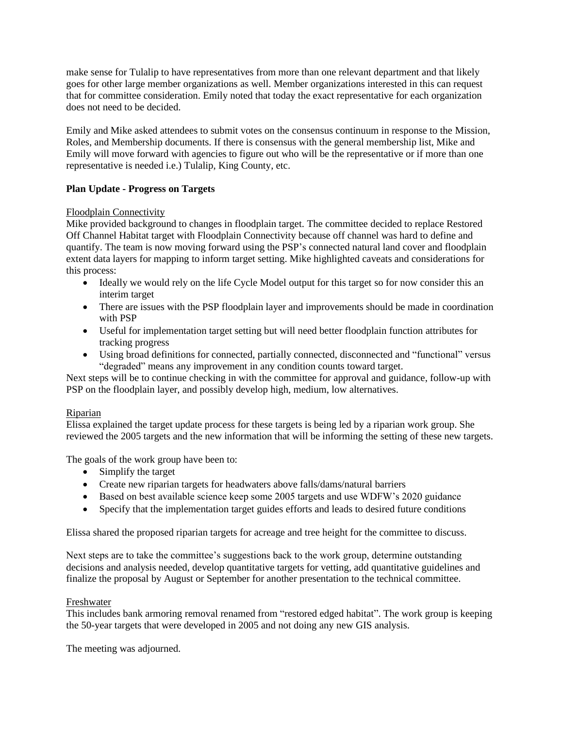make sense for Tulalip to have representatives from more than one relevant department and that likely goes for other large member organizations as well. Member organizations interested in this can request that for committee consideration. Emily noted that today the exact representative for each organization does not need to be decided.

Emily and Mike asked attendees to submit votes on the consensus continuum in response to the Mission, Roles, and Membership documents. If there is consensus with the general membership list, Mike and Emily will move forward with agencies to figure out who will be the representative or if more than one representative is needed i.e.) Tulalip, King County, etc.

**Plan Update - Progress on Targets**

Floodplain Connectivity

Mike provided background to changes in floodplain target. The committee decided to replace Restored Off Channel Habitat target with Floodplain Connectivity because off channel was hard to define and quantify. The team is now moving forward using the PSP's connected natural land cover and floodplain extent data layers for mapping to inform target setting. Mike highlighted caveats and considerations for this process:

- Ideally we would rely on the life Cycle Model output for this target so for now consider this an interim target
- There are issues with the PSP floodplain layer and improvements should be made in coordination with PSP
- Useful for implementation target setting but will need better floodplain function attributes for tracking progress
- Using broad definitions for connected, partially connected, disconnected and "functional" versus "degraded" means any improvement in any condition counts toward target.

Next steps will be to continue checking in with the committee for approval and guidance, follow-up with PSP on the floodplain layer, and possibly develop high, medium, low alternatives.

Riparian

Elissa explained the target update process for these targets is being led by a riparian work group. She reviewed the 2005 targets and the new information that will be informing the setting of these new targets.

The goals of the work group have been to:

- Simplify the target
- Create new riparian targets for headwaters above falls/dams/natural barriers
- Based on best available science keep some 2005 targets and use WDFW's 2020 guidance
- Specify that the implementation target guides efforts and leads to desired future conditions

Elissa shared the proposed riparian targets for acreage and tree height for the committee to discuss.

Next steps are to take the committee's suggestions back to the work group, determine outstanding decisions and analysis needed, develop quantitative targets for vetting, add quantitative guidelines and finalize the proposal by August or September for another presentation to the technical committee.

Freshwater

This includes bank armoring removal renamed from "restored edged habitat". The work group is keeping the 50-year targets that were developed in 2005 and not doing any new GIS analysis.

The meeting was adjourned.